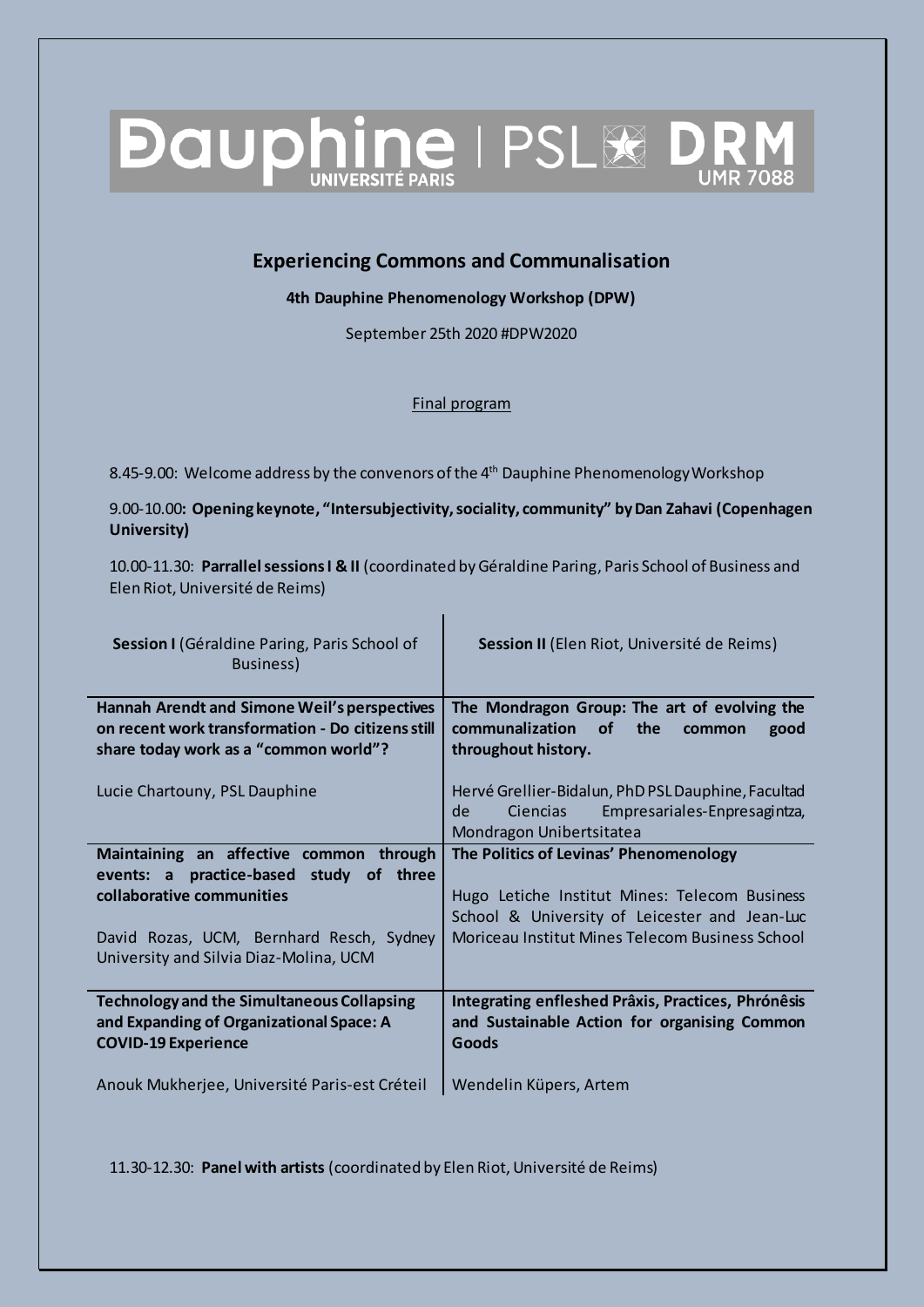Dauphine | PSL DRM
UNIVERSITÉ PARIS UMR 7088

## Experiencing Commons and Communalisation

**4th Dauphine Phenomenology Workshop (DPW)**

September 25th 2020 #DPW2020

Final program

8.45-9.00: Welcome address by the convenors of the 4th Dauphine Phenomenology Workshop

9.00-10.00**: Opening keynote, "Intersubjectivity, sociality, community" by Dan Zahavi (Copenhagen University)**

10.00-11.30: **Parrallel sessions I & II** (coordinated by Géraldine Paring, Paris School of Business and Elen Riot, Université de Reims)

| **Session I** (Géraldine Paring, Paris School of Business) | **Session II** (Elen Riot, Université de Reims) |
| --- | --- |
| **Hannah Arendt and Simone Weil's perspectives on recent work transformation - Do citizens still share today work as a "common world"?**<br><br>Lucie Chartouny, PSL Dauphine | **The Mondragon Group: The art of evolving the communalization of the common good throughout history.**<br><br>Hervé Grellier-Bidalun, PhD PSL Dauphine, Facultad de Ciencias Empresariales-Enpresagintza, Mondragon Unibertsitatea |
| **Maintaining an affective common through events: a practice-based study of three collaborative communities**<br><br>David Rozas, UCM, Bernhard Resch, Sydney University and Silvia Diaz-Molina, UCM | **The Politics of Levinas' Phenomenology**<br><br>Hugo Letiche Institut Mines: Telecom Business School & University of Leicester and Jean-Luc Moriceau Institut Mines Telecom Business School |
| **Technology and the Simultaneous Collapsing and Expanding of Organizational Space: A COVID-19 Experience**<br><br>Anouk Mukherjee, Université Paris-est Créteil | **Integrating enfleshed Prâxis, Practices, Phrónêsis and Sustainable Action for organising Common Goods**<br><br>Wendelin Küpers, Artem |

11.30-12.30: **Panel with artists** (coordinated by Elen Riot, Université de Reims)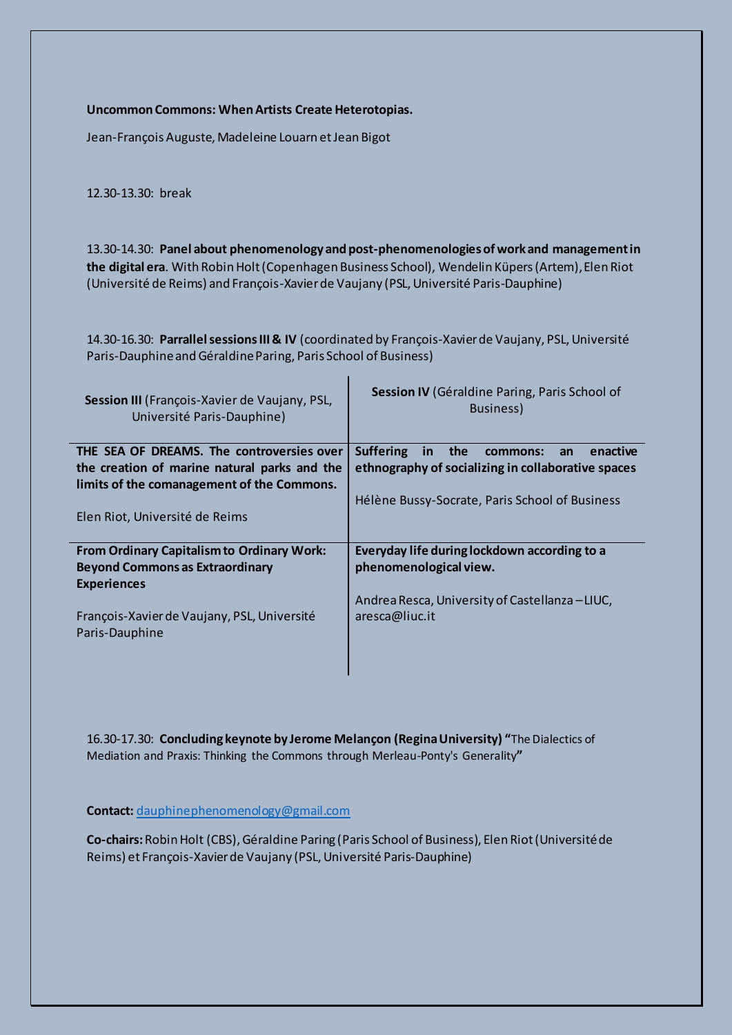**Uncommon Commons: When Artists Create Heterotopias.**

Jean-François Auguste, Madeleine Louarn et Jean Bigot

12.30-13.30: break

13.30-14.30: **Panel about phenomenology and post-phenomenologies of work and management in the digital era**. With Robin Holt (Copenhagen Business School), Wendelin Küpers (Artem), Elen Riot (Université de Reims) and François-Xavier de Vaujany (PSL, Université Paris-Dauphine)

14.30-16.30: **Parrallel sessions III & IV** (coordinated by François-Xavier de Vaujany, PSL, Université Paris-Dauphine and Géraldine Paring, Paris School of Business)

| **Session III** (François-Xavier de Vaujany, PSL, Université Paris-Dauphine) | **Session IV** (Géraldine Paring, Paris School of Business) |
|---|---|
| **THE SEA OF DREAMS. The controversies over the creation of marine natural parks and the limits of the comanagement of the Commons.**<br><br>Elen Riot, Université de Reims | **Suffering in the commons: an enactive ethnography of socializing in collaborative spaces**<br><br>Hélène Bussy-Socrate, Paris School of Business |
| **From Ordinary Capitalism to Ordinary Work: Beyond Commons as Extraordinary Experiences**<br><br>François-Xavier de Vaujany, PSL, Université Paris-Dauphine | **Everyday life during lockdown according to a phenomenological view.**<br><br>Andrea Resca, University of Castellanza – LIUC, aresca@liuc.it |

16.30-17.30: **Concluding keynote by Jerome Melançon (Regina University) "**The Dialectics of Mediation and Praxis: Thinking the Commons through Merleau-Ponty's Generality**"**

**Contact:** dauphinephenomenology@gmail.com

**Co-chairs:** Robin Holt (CBS), Géraldine Paring (Paris School of Business), Elen Riot (Université de Reims) et François-Xavier de Vaujany (PSL, Université Paris-Dauphine)